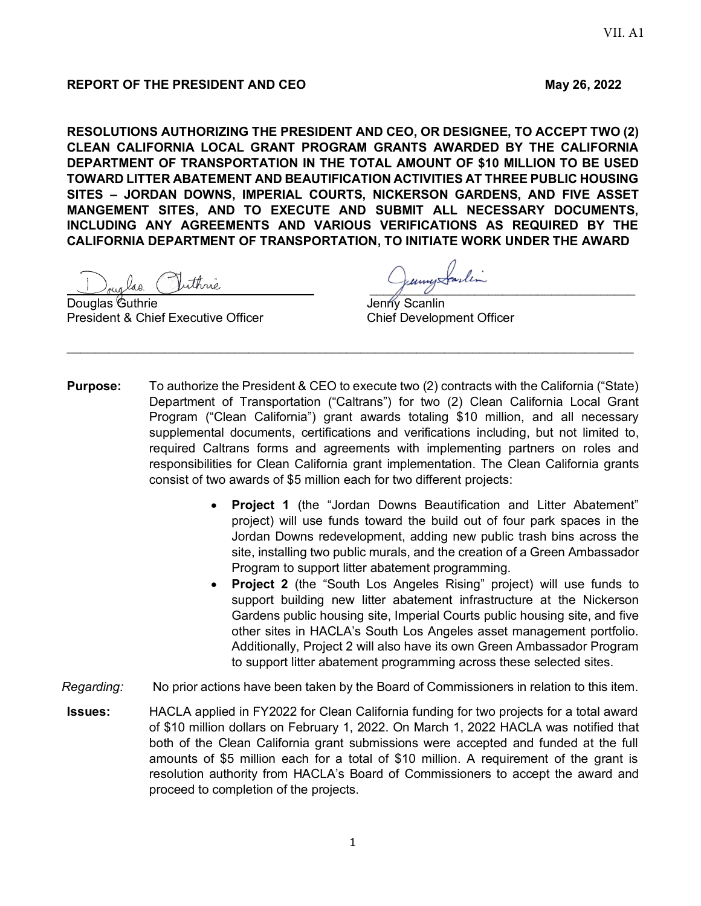VII. A1

**REPORT OF THE PRESIDENT AND CEO** **May 26, 2022**

**RESOLUTIONS AUTHORIZING THE PRESIDENT AND CEO, OR DESIGNEE, TO ACCEPT TWO (2) CLEAN CALIFORNIA LOCAL GRANT PROGRAM GRANTS AWARDED BY THE CALIFORNIA DEPARTMENT OF TRANSPORTATION IN THE TOTAL AMOUNT OF $10 MILLION TO BE USED TOWARD LITTER ABATEMENT AND BEAUTIFICATION ACTIVITIES AT THREE PUBLIC HOUSING SITES – JORDAN DOWNS, IMPERIAL COURTS, NICKERSON GARDENS, AND FIVE ASSET MANGEMENT SITES, AND TO EXECUTE AND SUBMIT ALL NECESSARY DOCUMENTS, INCLUDING ANY AGREEMENTS AND VARIOUS VERIFICATIONS AS REQUIRED BY THE CALIFORNIA DEPARTMENT OF TRANSPORTATION, TO INITIATE WORK UNDER THE AWARD**

Douglas Guthrie
President & Chief Executive Officer

Jenny Scanlin
Chief Development Officer

---

**Purpose:** To authorize the President & CEO to execute two (2) contracts with the California ("State) Department of Transportation ("Caltrans") for two (2) Clean California Local Grant Program ("Clean California") grant awards totaling $10 million, and all necessary supplemental documents, certifications and verifications including, but not limited to, required Caltrans forms and agreements with implementing partners on roles and responsibilities for Clean California grant implementation. The Clean California grants consist of two awards of $5 million each for two different projects:

- **Project 1** (the "Jordan Downs Beautification and Litter Abatement" project) will use funds toward the build out of four park spaces in the Jordan Downs redevelopment, adding new public trash bins across the site, installing two public murals, and the creation of a Green Ambassador Program to support litter abatement programming.
- **Project 2** (the "South Los Angeles Rising" project) will use funds to support building new litter abatement infrastructure at the Nickerson Gardens public housing site, Imperial Courts public housing site, and five other sites in HACLA's South Los Angeles asset management portfolio. Additionally, Project 2 will also have its own Green Ambassador Program to support litter abatement programming across these selected sites.

*Regarding:* No prior actions have been taken by the Board of Commissioners in relation to this item.

**Issues:** HACLA applied in FY2022 for Clean California funding for two projects for a total award of $10 million dollars on February 1, 2022. On March 1, 2022 HACLA was notified that both of the Clean California grant submissions were accepted and funded at the full amounts of $5 million each for a total of $10 million. A requirement of the grant is resolution authority from HACLA's Board of Commissioners to accept the award and proceed to completion of the projects.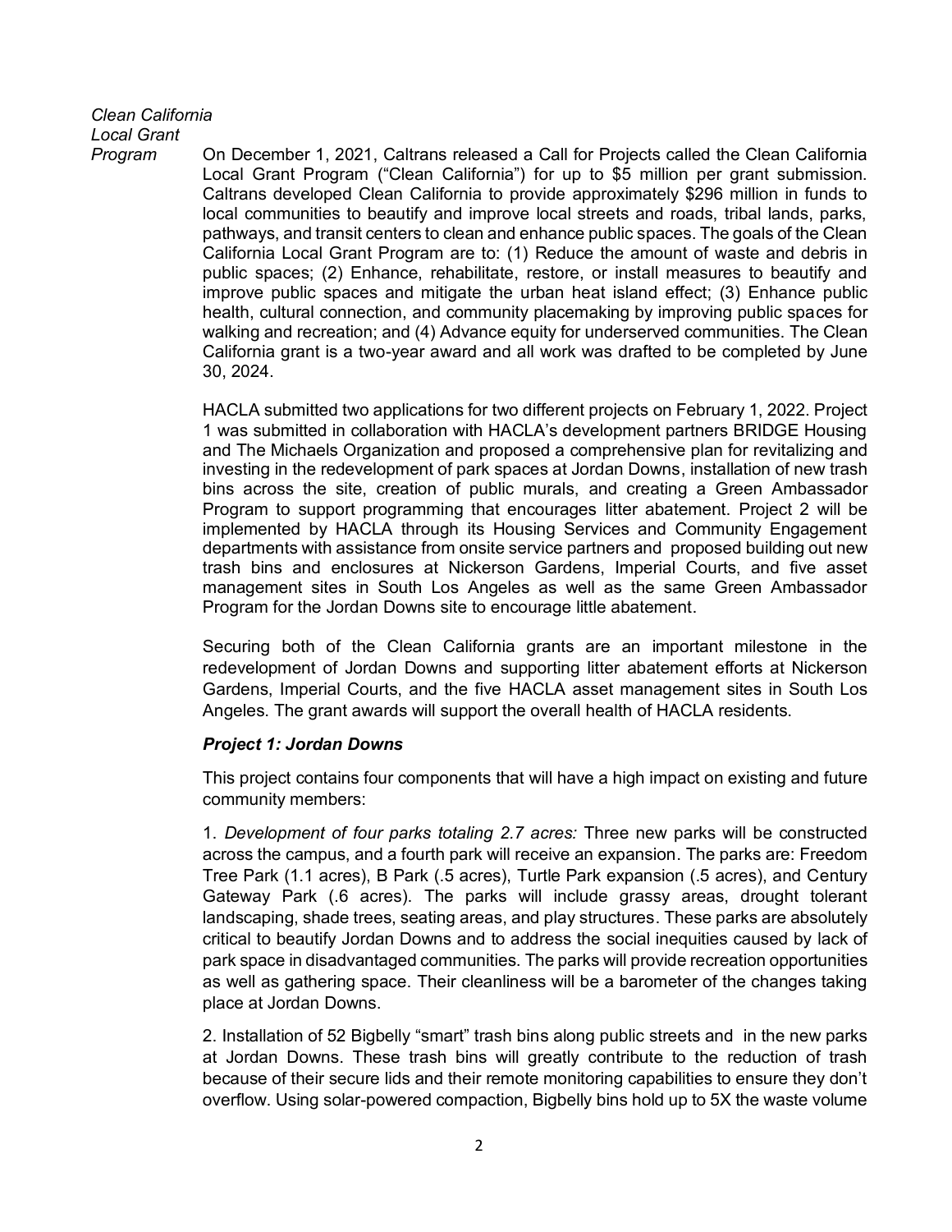*Clean California Local Grant Program*

On December 1, 2021, Caltrans released a Call for Projects called the Clean California Local Grant Program ("Clean California") for up to $5 million per grant submission. Caltrans developed Clean California to provide approximately $296 million in funds to local communities to beautify and improve local streets and roads, tribal lands, parks, pathways, and transit centers to clean and enhance public spaces. The goals of the Clean California Local Grant Program are to: (1) Reduce the amount of waste and debris in public spaces; (2) Enhance, rehabilitate, restore, or install measures to beautify and improve public spaces and mitigate the urban heat island effect; (3) Enhance public health, cultural connection, and community placemaking by improving public spaces for walking and recreation; and (4) Advance equity for underserved communities. The Clean California grant is a two-year award and all work was drafted to be completed by June 30, 2024.

HACLA submitted two applications for two different projects on February 1, 2022. Project 1 was submitted in collaboration with HACLA's development partners BRIDGE Housing and The Michaels Organization and proposed a comprehensive plan for revitalizing and investing in the redevelopment of park spaces at Jordan Downs, installation of new trash bins across the site, creation of public murals, and creating a Green Ambassador Program to support programming that encourages litter abatement. Project 2 will be implemented by HACLA through its Housing Services and Community Engagement departments with assistance from onsite service partners and proposed building out new trash bins and enclosures at Nickerson Gardens, Imperial Courts, and five asset management sites in South Los Angeles as well as the same Green Ambassador Program for the Jordan Downs site to encourage little abatement.

Securing both of the Clean California grants are an important milestone in the redevelopment of Jordan Downs and supporting litter abatement efforts at Nickerson Gardens, Imperial Courts, and the five HACLA asset management sites in South Los Angeles. The grant awards will support the overall health of HACLA residents.

***Project 1: Jordan Downs***

This project contains four components that will have a high impact on existing and future community members:

1. *Development of four parks totaling 2.7 acres:* Three new parks will be constructed across the campus, and a fourth park will receive an expansion. The parks are: Freedom Tree Park (1.1 acres), B Park (.5 acres), Turtle Park expansion (.5 acres), and Century Gateway Park (.6 acres). The parks will include grassy areas, drought tolerant landscaping, shade trees, seating areas, and play structures. These parks are absolutely critical to beautify Jordan Downs and to address the social inequities caused by lack of park space in disadvantaged communities. The parks will provide recreation opportunities as well as gathering space. Their cleanliness will be a barometer of the changes taking place at Jordan Downs.

2. Installation of 52 Bigbelly "smart" trash bins along public streets and in the new parks at Jordan Downs. These trash bins will greatly contribute to the reduction of trash because of their secure lids and their remote monitoring capabilities to ensure they don't overflow. Using solar-powered compaction, Bigbelly bins hold up to 5X the waste volume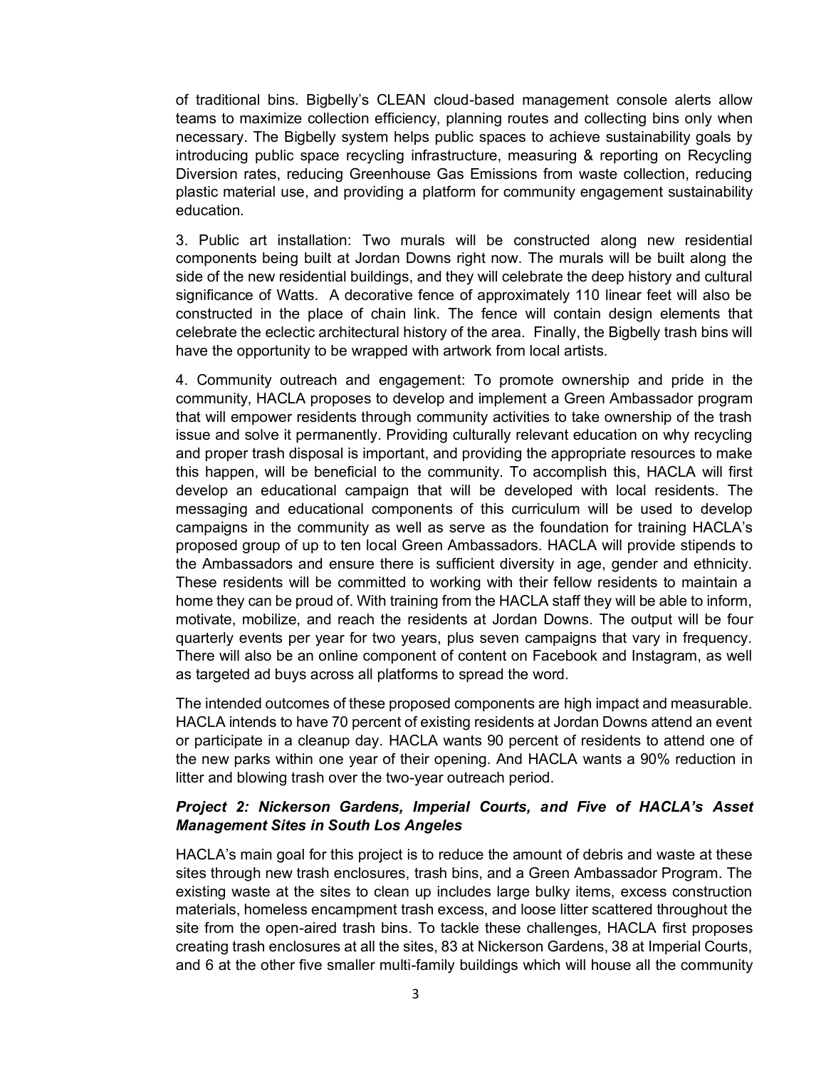of traditional bins. Bigbelly's CLEAN cloud-based management console alerts allow teams to maximize collection efficiency, planning routes and collecting bins only when necessary. The Bigbelly system helps public spaces to achieve sustainability goals by introducing public space recycling infrastructure, measuring & reporting on Recycling Diversion rates, reducing Greenhouse Gas Emissions from waste collection, reducing plastic material use, and providing a platform for community engagement sustainability education.

3. Public art installation: Two murals will be constructed along new residential components being built at Jordan Downs right now. The murals will be built along the side of the new residential buildings, and they will celebrate the deep history and cultural significance of Watts. A decorative fence of approximately 110 linear feet will also be constructed in the place of chain link. The fence will contain design elements that celebrate the eclectic architectural history of the area. Finally, the Bigbelly trash bins will have the opportunity to be wrapped with artwork from local artists.

4. Community outreach and engagement: To promote ownership and pride in the community, HACLA proposes to develop and implement a Green Ambassador program that will empower residents through community activities to take ownership of the trash issue and solve it permanently. Providing culturally relevant education on why recycling and proper trash disposal is important, and providing the appropriate resources to make this happen, will be beneficial to the community. To accomplish this, HACLA will first develop an educational campaign that will be developed with local residents. The messaging and educational components of this curriculum will be used to develop campaigns in the community as well as serve as the foundation for training HACLA's proposed group of up to ten local Green Ambassadors. HACLA will provide stipends to the Ambassadors and ensure there is sufficient diversity in age, gender and ethnicity. These residents will be committed to working with their fellow residents to maintain a home they can be proud of. With training from the HACLA staff they will be able to inform, motivate, mobilize, and reach the residents at Jordan Downs. The output will be four quarterly events per year for two years, plus seven campaigns that vary in frequency. There will also be an online component of content on Facebook and Instagram, as well as targeted ad buys across all platforms to spread the word.

The intended outcomes of these proposed components are high impact and measurable. HACLA intends to have 70 percent of existing residents at Jordan Downs attend an event or participate in a cleanup day. HACLA wants 90 percent of residents to attend one of the new parks within one year of their opening. And HACLA wants a 90% reduction in litter and blowing trash over the two-year outreach period.

### *Project 2: Nickerson Gardens, Imperial Courts, and Five of HACLA's Asset Management Sites in South Los Angeles*

HACLA's main goal for this project is to reduce the amount of debris and waste at these sites through new trash enclosures, trash bins, and a Green Ambassador Program. The existing waste at the sites to clean up includes large bulky items, excess construction materials, homeless encampment trash excess, and loose litter scattered throughout the site from the open-aired trash bins. To tackle these challenges, HACLA first proposes creating trash enclosures at all the sites, 83 at Nickerson Gardens, 38 at Imperial Courts, and 6 at the other five smaller multi-family buildings which will house all the community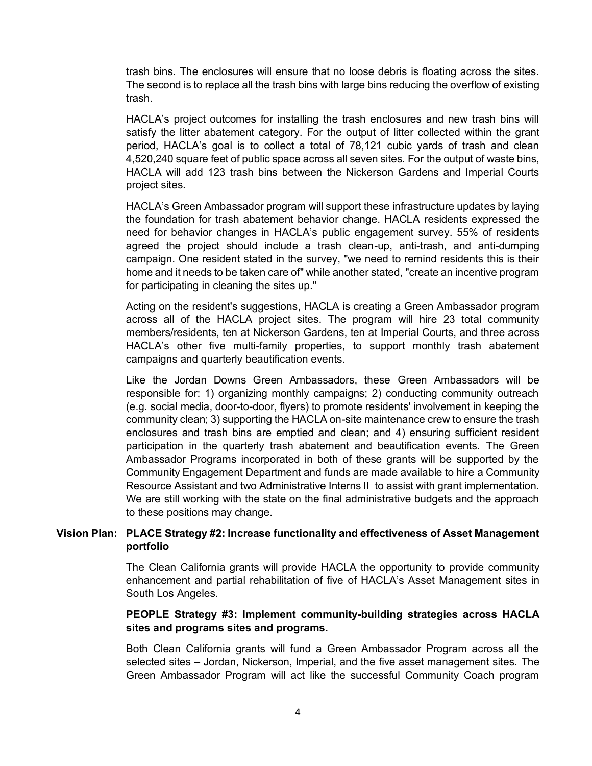trash bins. The enclosures will ensure that no loose debris is floating across the sites. The second is to replace all the trash bins with large bins reducing the overflow of existing trash.

HACLA's project outcomes for installing the trash enclosures and new trash bins will satisfy the litter abatement category. For the output of litter collected within the grant period, HACLA's goal is to collect a total of 78,121 cubic yards of trash and clean 4,520,240 square feet of public space across all seven sites. For the output of waste bins, HACLA will add 123 trash bins between the Nickerson Gardens and Imperial Courts project sites.

HACLA's Green Ambassador program will support these infrastructure updates by laying the foundation for trash abatement behavior change. HACLA residents expressed the need for behavior changes in HACLA's public engagement survey. 55% of residents agreed the project should include a trash clean-up, anti-trash, and anti-dumping campaign. One resident stated in the survey, "we need to remind residents this is their home and it needs to be taken care of" while another stated, "create an incentive program for participating in cleaning the sites up."

Acting on the resident's suggestions, HACLA is creating a Green Ambassador program across all of the HACLA project sites. The program will hire 23 total community members/residents, ten at Nickerson Gardens, ten at Imperial Courts, and three across HACLA's other five multi-family properties, to support monthly trash abatement campaigns and quarterly beautification events.

Like the Jordan Downs Green Ambassadors, these Green Ambassadors will be responsible for: 1) organizing monthly campaigns; 2) conducting community outreach (e.g. social media, door-to-door, flyers) to promote residents' involvement in keeping the community clean; 3) supporting the HACLA on-site maintenance crew to ensure the trash enclosures and trash bins are emptied and clean; and 4) ensuring sufficient resident participation in the quarterly trash abatement and beautification events. The Green Ambassador Programs incorporated in both of these grants will be supported by the Community Engagement Department and funds are made available to hire a Community Resource Assistant and two Administrative Interns II to assist with grant implementation. We are still working with the state on the final administrative budgets and the approach to these positions may change.

**Vision Plan: PLACE Strategy #2: Increase functionality and effectiveness of Asset Management portfolio**

The Clean California grants will provide HACLA the opportunity to provide community enhancement and partial rehabilitation of five of HACLA's Asset Management sites in South Los Angeles.

**PEOPLE Strategy #3: Implement community-building strategies across HACLA sites and programs sites and programs.**

Both Clean California grants will fund a Green Ambassador Program across all the selected sites – Jordan, Nickerson, Imperial, and the five asset management sites. The Green Ambassador Program will act like the successful Community Coach program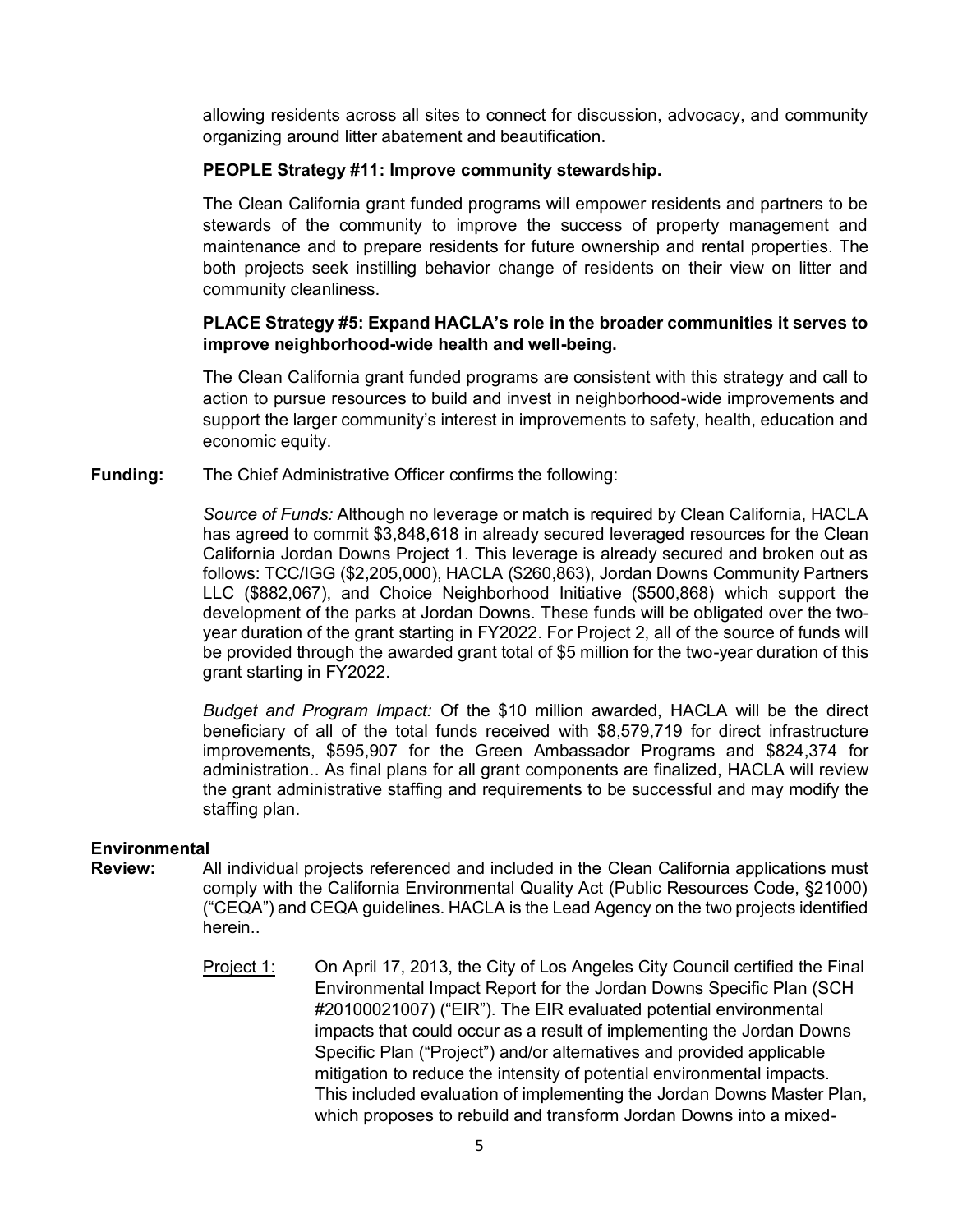allowing residents across all sites to connect for discussion, advocacy, and community organizing around litter abatement and beautification.

**PEOPLE Strategy #11: Improve community stewardship.**

The Clean California grant funded programs will empower residents and partners to be stewards of the community to improve the success of property management and maintenance and to prepare residents for future ownership and rental properties. The both projects seek instilling behavior change of residents on their view on litter and community cleanliness.

**PLACE Strategy #5: Expand HACLA's role in the broader communities it serves to improve neighborhood-wide health and well-being.**

The Clean California grant funded programs are consistent with this strategy and call to action to pursue resources to build and invest in neighborhood-wide improvements and support the larger community's interest in improvements to safety, health, education and economic equity.

**Funding:** The Chief Administrative Officer confirms the following:

*Source of Funds:* Although no leverage or match is required by Clean California, HACLA has agreed to commit $3,848,618 in already secured leveraged resources for the Clean California Jordan Downs Project 1. This leverage is already secured and broken out as follows: TCC/IGG ($2,205,000), HACLA ($260,863), Jordan Downs Community Partners LLC ($882,067), and Choice Neighborhood Initiative ($500,868) which support the development of the parks at Jordan Downs. These funds will be obligated over the two-year duration of the grant starting in FY2022. For Project 2, all of the source of funds will be provided through the awarded grant total of $5 million for the two-year duration of this grant starting in FY2022.

*Budget and Program Impact:* Of the $10 million awarded, HACLA will be the direct beneficiary of all of the total funds received with $8,579,719 for direct infrastructure improvements, $595,907 for the Green Ambassador Programs and $824,374 for administration.. As final plans for all grant components are finalized, HACLA will review the grant administrative staffing and requirements to be successful and may modify the staffing plan.

**Environmental Review:** All individual projects referenced and included in the Clean California applications must comply with the California Environmental Quality Act (Public Resources Code, §21000) ("CEQA") and CEQA guidelines. HACLA is the Lead Agency on the two projects identified herein..

Project 1: On April 17, 2013, the City of Los Angeles City Council certified the Final Environmental Impact Report for the Jordan Downs Specific Plan (SCH #20100021007) ("EIR"). The EIR evaluated potential environmental impacts that could occur as a result of implementing the Jordan Downs Specific Plan ("Project") and/or alternatives and provided applicable mitigation to reduce the intensity of potential environmental impacts. This included evaluation of implementing the Jordan Downs Master Plan, which proposes to rebuild and transform Jordan Downs into a mixed-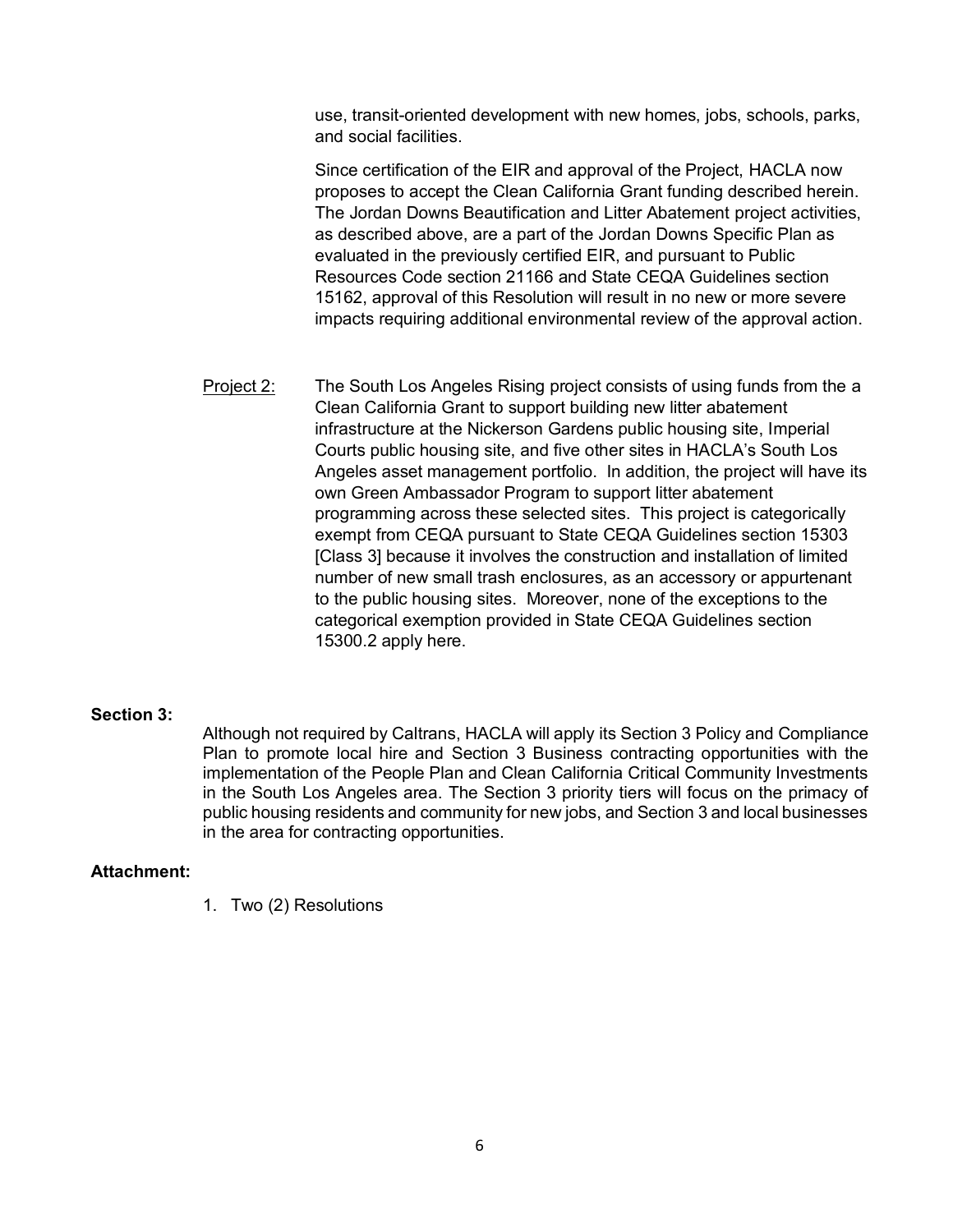use, transit-oriented development with new homes, jobs, schools, parks, and social facilities.

Since certification of the EIR and approval of the Project, HACLA now proposes to accept the Clean California Grant funding described herein. The Jordan Downs Beautification and Litter Abatement project activities, as described above, are a part of the Jordan Downs Specific Plan as evaluated in the previously certified EIR, and pursuant to Public Resources Code section 21166 and State CEQA Guidelines section 15162, approval of this Resolution will result in no new or more severe impacts requiring additional environmental review of the approval action.

Project 2: The South Los Angeles Rising project consists of using funds from the a Clean California Grant to support building new litter abatement infrastructure at the Nickerson Gardens public housing site, Imperial Courts public housing site, and five other sites in HACLA's South Los Angeles asset management portfolio. In addition, the project will have its own Green Ambassador Program to support litter abatement programming across these selected sites. This project is categorically exempt from CEQA pursuant to State CEQA Guidelines section 15303 [Class 3] because it involves the construction and installation of limited number of new small trash enclosures, as an accessory or appurtenant to the public housing sites. Moreover, none of the exceptions to the categorical exemption provided in State CEQA Guidelines section 15300.2 apply here.

**Section 3:**

Although not required by Caltrans, HACLA will apply its Section 3 Policy and Compliance Plan to promote local hire and Section 3 Business contracting opportunities with the implementation of the People Plan and Clean California Critical Community Investments in the South Los Angeles area. The Section 3 priority tiers will focus on the primacy of public housing residents and community for new jobs, and Section 3 and local businesses in the area for contracting opportunities.

**Attachment:**

1. Two (2) Resolutions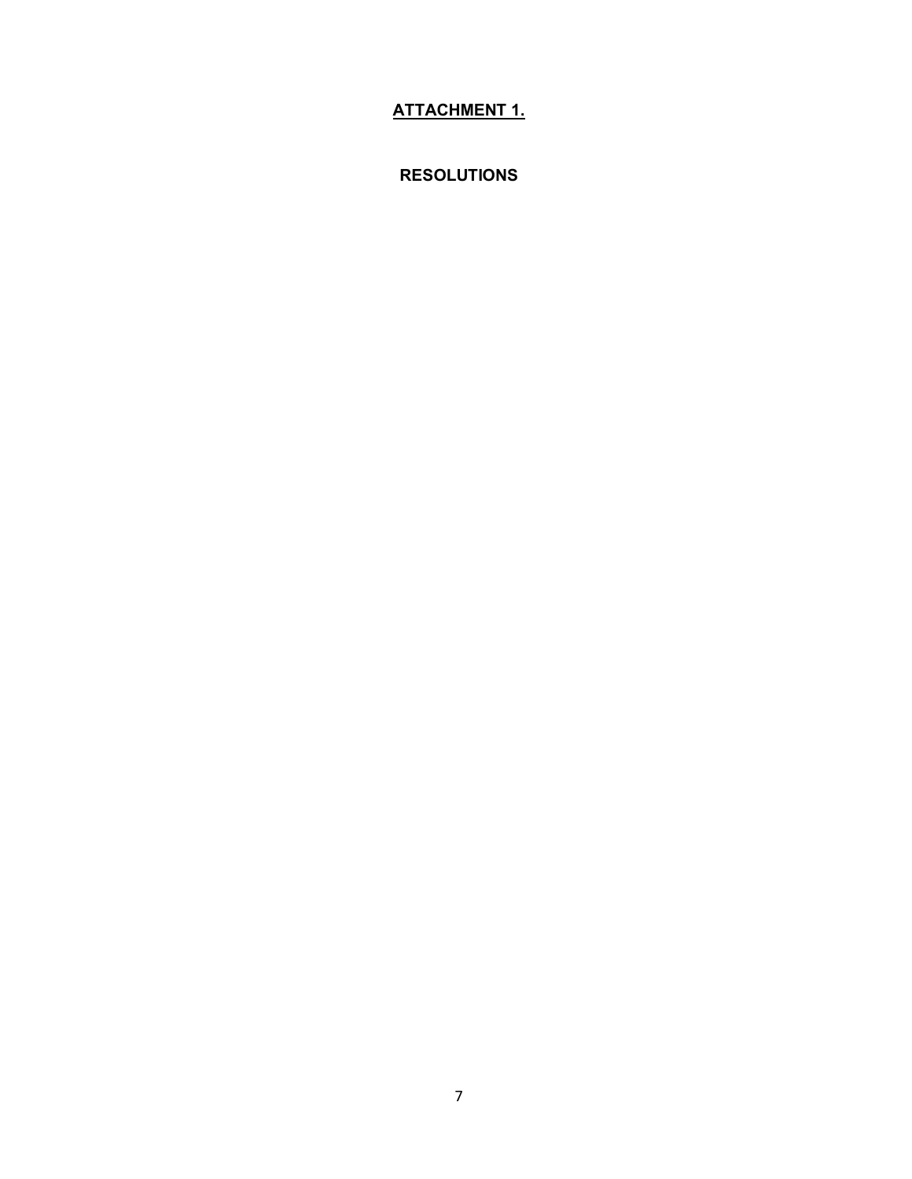## ATTACHMENT 1.

### RESOLUTIONS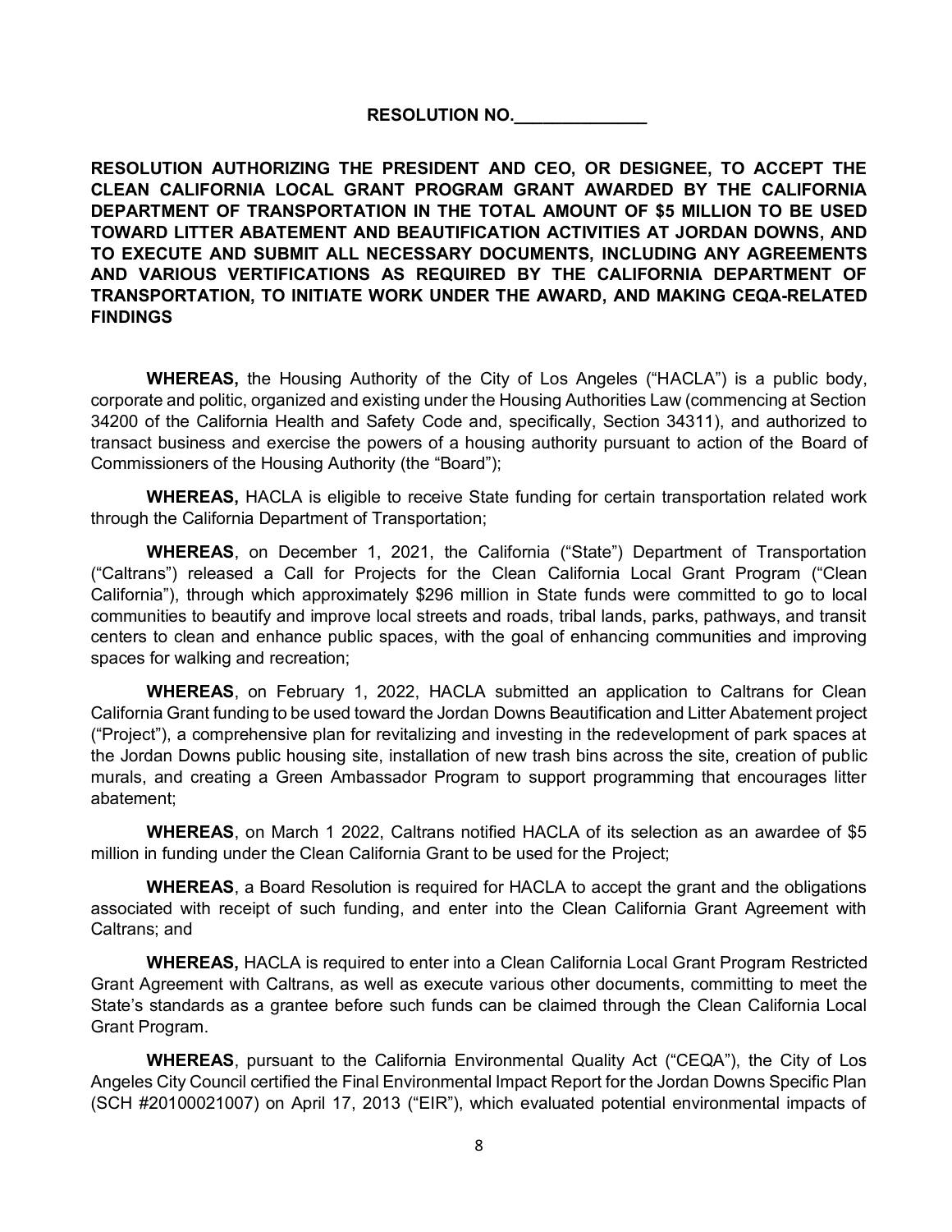**RESOLUTION NO.\_\_\_\_\_\_\_\_\_\_\_\_\_\_**

**RESOLUTION AUTHORIZING THE PRESIDENT AND CEO, OR DESIGNEE, TO ACCEPT THE CLEAN CALIFORNIA LOCAL GRANT PROGRAM GRANT AWARDED BY THE CALIFORNIA DEPARTMENT OF TRANSPORTATION IN THE TOTAL AMOUNT OF $5 MILLION TO BE USED TOWARD LITTER ABATEMENT AND BEAUTIFICATION ACTIVITIES AT JORDAN DOWNS, AND TO EXECUTE AND SUBMIT ALL NECESSARY DOCUMENTS, INCLUDING ANY AGREEMENTS AND VARIOUS VERTIFICATIONS AS REQUIRED BY THE CALIFORNIA DEPARTMENT OF TRANSPORTATION, TO INITIATE WORK UNDER THE AWARD, AND MAKING CEQA-RELATED FINDINGS**

**WHEREAS,** the Housing Authority of the City of Los Angeles ("HACLA") is a public body, corporate and politic, organized and existing under the Housing Authorities Law (commencing at Section 34200 of the California Health and Safety Code and, specifically, Section 34311), and authorized to transact business and exercise the powers of a housing authority pursuant to action of the Board of Commissioners of the Housing Authority (the "Board");

**WHEREAS,** HACLA is eligible to receive State funding for certain transportation related work through the California Department of Transportation;

**WHEREAS**, on December 1, 2021, the California ("State") Department of Transportation ("Caltrans") released a Call for Projects for the Clean California Local Grant Program ("Clean California"), through which approximately $296 million in State funds were committed to go to local communities to beautify and improve local streets and roads, tribal lands, parks, pathways, and transit centers to clean and enhance public spaces, with the goal of enhancing communities and improving spaces for walking and recreation;

**WHEREAS**, on February 1, 2022, HACLA submitted an application to Caltrans for Clean California Grant funding to be used toward the Jordan Downs Beautification and Litter Abatement project ("Project"), a comprehensive plan for revitalizing and investing in the redevelopment of park spaces at the Jordan Downs public housing site, installation of new trash bins across the site, creation of public murals, and creating a Green Ambassador Program to support programming that encourages litter abatement;

**WHEREAS**, on March 1 2022, Caltrans notified HACLA of its selection as an awardee of $5 million in funding under the Clean California Grant to be used for the Project;

**WHEREAS**, a Board Resolution is required for HACLA to accept the grant and the obligations associated with receipt of such funding, and enter into the Clean California Grant Agreement with Caltrans; and

**WHEREAS,** HACLA is required to enter into a Clean California Local Grant Program Restricted Grant Agreement with Caltrans, as well as execute various other documents, committing to meet the State's standards as a grantee before such funds can be claimed through the Clean California Local Grant Program.

**WHEREAS**, pursuant to the California Environmental Quality Act ("CEQA"), the City of Los Angeles City Council certified the Final Environmental Impact Report for the Jordan Downs Specific Plan (SCH #20100021007) on April 17, 2013 ("EIR"), which evaluated potential environmental impacts of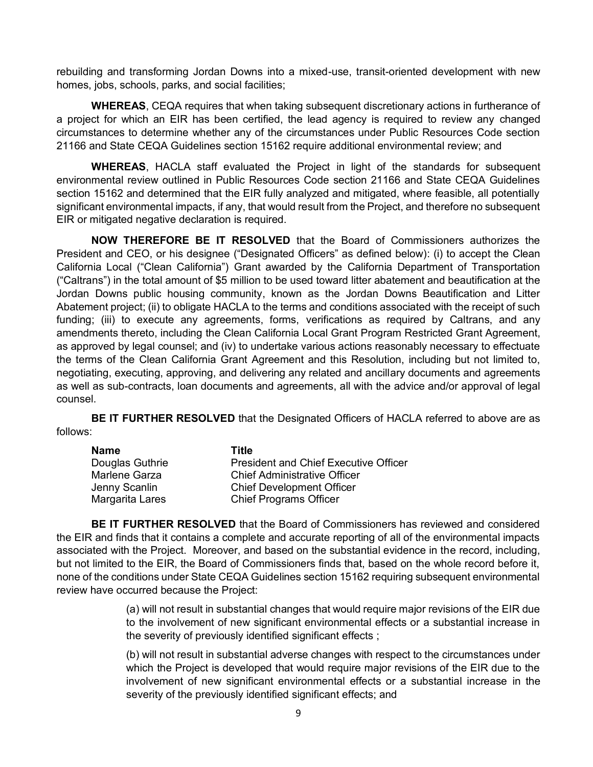rebuilding and transforming Jordan Downs into a mixed-use, transit-oriented development with new homes, jobs, schools, parks, and social facilities;

**WHEREAS**, CEQA requires that when taking subsequent discretionary actions in furtherance of a project for which an EIR has been certified, the lead agency is required to review any changed circumstances to determine whether any of the circumstances under Public Resources Code section 21166 and State CEQA Guidelines section 15162 require additional environmental review; and

**WHEREAS**, HACLA staff evaluated the Project in light of the standards for subsequent environmental review outlined in Public Resources Code section 21166 and State CEQA Guidelines section 15162 and determined that the EIR fully analyzed and mitigated, where feasible, all potentially significant environmental impacts, if any, that would result from the Project, and therefore no subsequent EIR or mitigated negative declaration is required.

**NOW THEREFORE BE IT RESOLVED** that the Board of Commissioners authorizes the President and CEO, or his designee ("Designated Officers" as defined below): (i) to accept the Clean California Local ("Clean California") Grant awarded by the California Department of Transportation ("Caltrans") in the total amount of $5 million to be used toward litter abatement and beautification at the Jordan Downs public housing community, known as the Jordan Downs Beautification and Litter Abatement project; (ii) to obligate HACLA to the terms and conditions associated with the receipt of such funding; (iii) to execute any agreements, forms, verifications as required by Caltrans, and any amendments thereto, including the Clean California Local Grant Program Restricted Grant Agreement, as approved by legal counsel; and (iv) to undertake various actions reasonably necessary to effectuate the terms of the Clean California Grant Agreement and this Resolution, including but not limited to, negotiating, executing, approving, and delivering any related and ancillary documents and agreements as well as sub-contracts, loan documents and agreements, all with the advice and/or approval of legal counsel.

**BE IT FURTHER RESOLVED** that the Designated Officers of HACLA referred to above are as follows:

| **Name** | **Title** |
| --- | --- |
| Douglas Guthrie | President and Chief Executive Officer |
| Marlene Garza | Chief Administrative Officer |
| Jenny Scanlin | Chief Development Officer |
| Margarita Lares | Chief Programs Officer |

**BE IT FURTHER RESOLVED** that the Board of Commissioners has reviewed and considered the EIR and finds that it contains a complete and accurate reporting of all of the environmental impacts associated with the Project. Moreover, and based on the substantial evidence in the record, including, but not limited to the EIR, the Board of Commissioners finds that, based on the whole record before it, none of the conditions under State CEQA Guidelines section 15162 requiring subsequent environmental review have occurred because the Project:

> (a) will not result in substantial changes that would require major revisions of the EIR due to the involvement of new significant environmental effects or a substantial increase in the severity of previously identified significant effects ;
>
> (b) will not result in substantial adverse changes with respect to the circumstances under which the Project is developed that would require major revisions of the EIR due to the involvement of new significant environmental effects or a substantial increase in the severity of the previously identified significant effects; and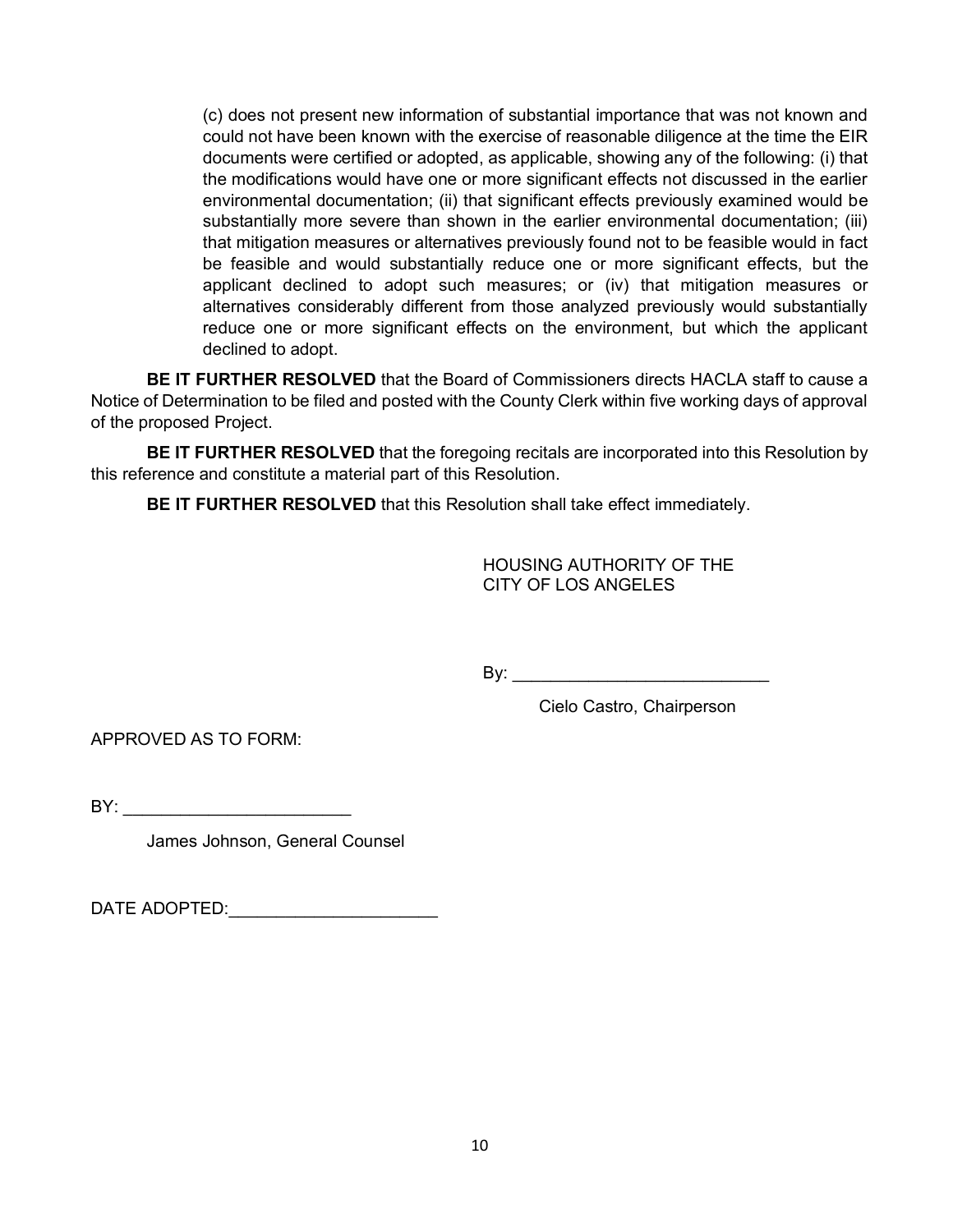(c) does not present new information of substantial importance that was not known and could not have been known with the exercise of reasonable diligence at the time the EIR documents were certified or adopted, as applicable, showing any of the following: (i) that the modifications would have one or more significant effects not discussed in the earlier environmental documentation; (ii) that significant effects previously examined would be substantially more severe than shown in the earlier environmental documentation; (iii) that mitigation measures or alternatives previously found not to be feasible would in fact be feasible and would substantially reduce one or more significant effects, but the applicant declined to adopt such measures; or (iv) that mitigation measures or alternatives considerably different from those analyzed previously would substantially reduce one or more significant effects on the environment, but which the applicant declined to adopt.

**BE IT FURTHER RESOLVED** that the Board of Commissioners directs HACLA staff to cause a Notice of Determination to be filed and posted with the County Clerk within five working days of approval of the proposed Project.

**BE IT FURTHER RESOLVED** that the foregoing recitals are incorporated into this Resolution by this reference and constitute a material part of this Resolution.

**BE IT FURTHER RESOLVED** that this Resolution shall take effect immediately.

HOUSING AUTHORITY OF THE
CITY OF LOS ANGELES

By: ___________________________

Cielo Castro, Chairperson

APPROVED AS TO FORM:

BY: ________________________

James Johnson, General Counsel

DATE ADOPTED:______________________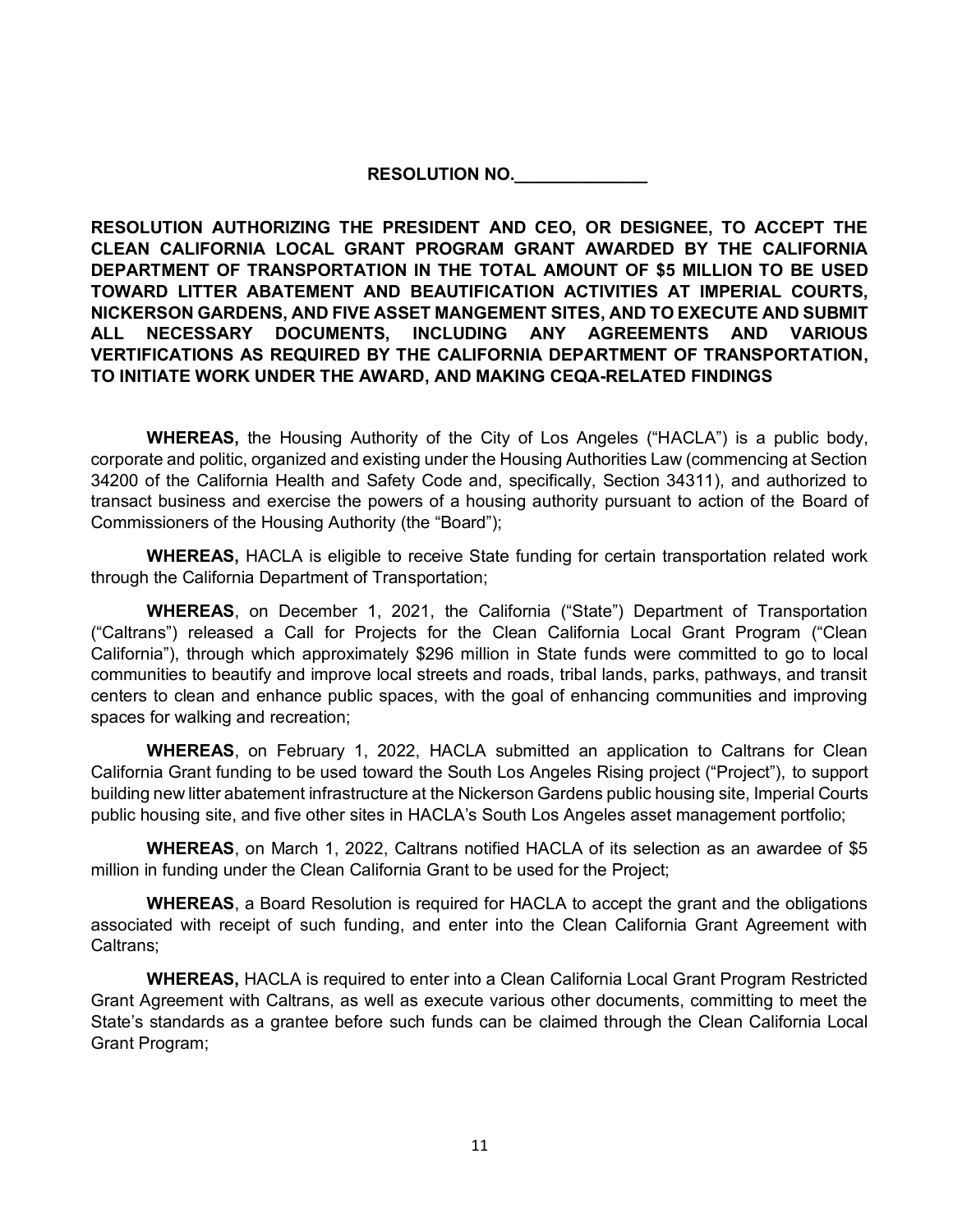**RESOLUTION NO.______________**

**RESOLUTION AUTHORIZING THE PRESIDENT AND CEO, OR DESIGNEE, TO ACCEPT THE CLEAN CALIFORNIA LOCAL GRANT PROGRAM GRANT AWARDED BY THE CALIFORNIA DEPARTMENT OF TRANSPORTATION IN THE TOTAL AMOUNT OF $5 MILLION TO BE USED TOWARD LITTER ABATEMENT AND BEAUTIFICATION ACTIVITIES AT IMPERIAL COURTS, NICKERSON GARDENS, AND FIVE ASSET MANGEMENT SITES, AND TO EXECUTE AND SUBMIT ALL NECESSARY DOCUMENTS, INCLUDING ANY AGREEMENTS AND VARIOUS VERTIFICATIONS AS REQUIRED BY THE CALIFORNIA DEPARTMENT OF TRANSPORTATION, TO INITIATE WORK UNDER THE AWARD, AND MAKING CEQA-RELATED FINDINGS**

**WHEREAS,** the Housing Authority of the City of Los Angeles ("HACLA") is a public body, corporate and politic, organized and existing under the Housing Authorities Law (commencing at Section 34200 of the California Health and Safety Code and, specifically, Section 34311), and authorized to transact business and exercise the powers of a housing authority pursuant to action of the Board of Commissioners of the Housing Authority (the "Board");

**WHEREAS,** HACLA is eligible to receive State funding for certain transportation related work through the California Department of Transportation;

**WHEREAS**, on December 1, 2021, the California ("State") Department of Transportation ("Caltrans") released a Call for Projects for the Clean California Local Grant Program ("Clean California"), through which approximately $296 million in State funds were committed to go to local communities to beautify and improve local streets and roads, tribal lands, parks, pathways, and transit centers to clean and enhance public spaces, with the goal of enhancing communities and improving spaces for walking and recreation;

**WHEREAS**, on February 1, 2022, HACLA submitted an application to Caltrans for Clean California Grant funding to be used toward the South Los Angeles Rising project ("Project"), to support building new litter abatement infrastructure at the Nickerson Gardens public housing site, Imperial Courts public housing site, and five other sites in HACLA's South Los Angeles asset management portfolio;

**WHEREAS**, on March 1, 2022, Caltrans notified HACLA of its selection as an awardee of $5 million in funding under the Clean California Grant to be used for the Project;

**WHEREAS**, a Board Resolution is required for HACLA to accept the grant and the obligations associated with receipt of such funding, and enter into the Clean California Grant Agreement with Caltrans;

**WHEREAS,** HACLA is required to enter into a Clean California Local Grant Program Restricted Grant Agreement with Caltrans, as well as execute various other documents, committing to meet the State's standards as a grantee before such funds can be claimed through the Clean California Local Grant Program;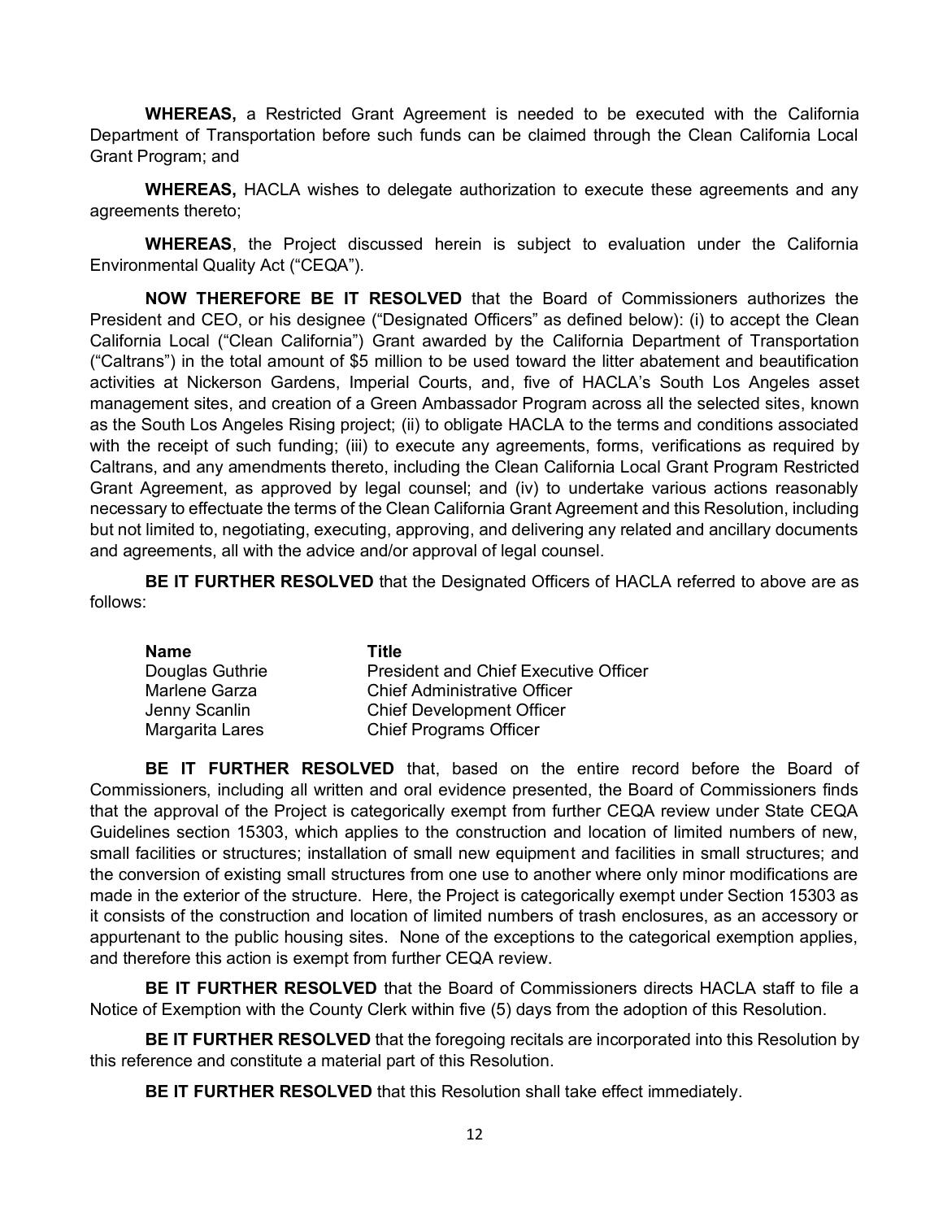**WHEREAS,** a Restricted Grant Agreement is needed to be executed with the California Department of Transportation before such funds can be claimed through the Clean California Local Grant Program; and

**WHEREAS,** HACLA wishes to delegate authorization to execute these agreements and any agreements thereto;

**WHEREAS**, the Project discussed herein is subject to evaluation under the California Environmental Quality Act ("CEQA").

**NOW THEREFORE BE IT RESOLVED** that the Board of Commissioners authorizes the President and CEO, or his designee ("Designated Officers" as defined below): (i) to accept the Clean California Local ("Clean California") Grant awarded by the California Department of Transportation ("Caltrans") in the total amount of $5 million to be used toward the litter abatement and beautification activities at Nickerson Gardens, Imperial Courts, and, five of HACLA's South Los Angeles asset management sites, and creation of a Green Ambassador Program across all the selected sites, known as the South Los Angeles Rising project; (ii) to obligate HACLA to the terms and conditions associated with the receipt of such funding; (iii) to execute any agreements, forms, verifications as required by Caltrans, and any amendments thereto, including the Clean California Local Grant Program Restricted Grant Agreement, as approved by legal counsel; and (iv) to undertake various actions reasonably necessary to effectuate the terms of the Clean California Grant Agreement and this Resolution, including but not limited to, negotiating, executing, approving, and delivering any related and ancillary documents and agreements, all with the advice and/or approval of legal counsel.

**BE IT FURTHER RESOLVED** that the Designated Officers of HACLA referred to above are as follows:

| Name | Title |
|---|---|
| Douglas Guthrie | President and Chief Executive Officer |
| Marlene Garza | Chief Administrative Officer |
| Jenny Scanlin | Chief Development Officer |
| Margarita Lares | Chief Programs Officer |

**BE IT FURTHER RESOLVED** that, based on the entire record before the Board of Commissioners, including all written and oral evidence presented, the Board of Commissioners finds that the approval of the Project is categorically exempt from further CEQA review under State CEQA Guidelines section 15303, which applies to the construction and location of limited numbers of new, small facilities or structures; installation of small new equipment and facilities in small structures; and the conversion of existing small structures from one use to another where only minor modifications are made in the exterior of the structure. Here, the Project is categorically exempt under Section 15303 as it consists of the construction and location of limited numbers of trash enclosures, as an accessory or appurtenant to the public housing sites. None of the exceptions to the categorical exemption applies, and therefore this action is exempt from further CEQA review.

**BE IT FURTHER RESOLVED** that the Board of Commissioners directs HACLA staff to file a Notice of Exemption with the County Clerk within five (5) days from the adoption of this Resolution.

**BE IT FURTHER RESOLVED** that the foregoing recitals are incorporated into this Resolution by this reference and constitute a material part of this Resolution.

**BE IT FURTHER RESOLVED** that this Resolution shall take effect immediately.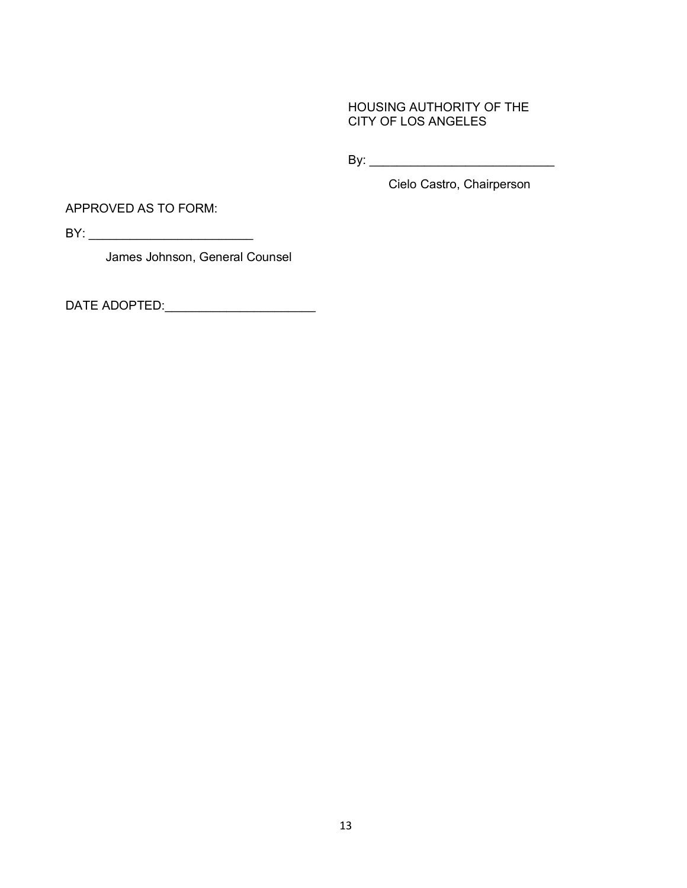HOUSING AUTHORITY OF THE
CITY OF LOS ANGELES

By: ___________________________

Cielo Castro, Chairperson

APPROVED AS TO FORM:

BY: ________________________

James Johnson, General Counsel

DATE ADOPTED:_____________________